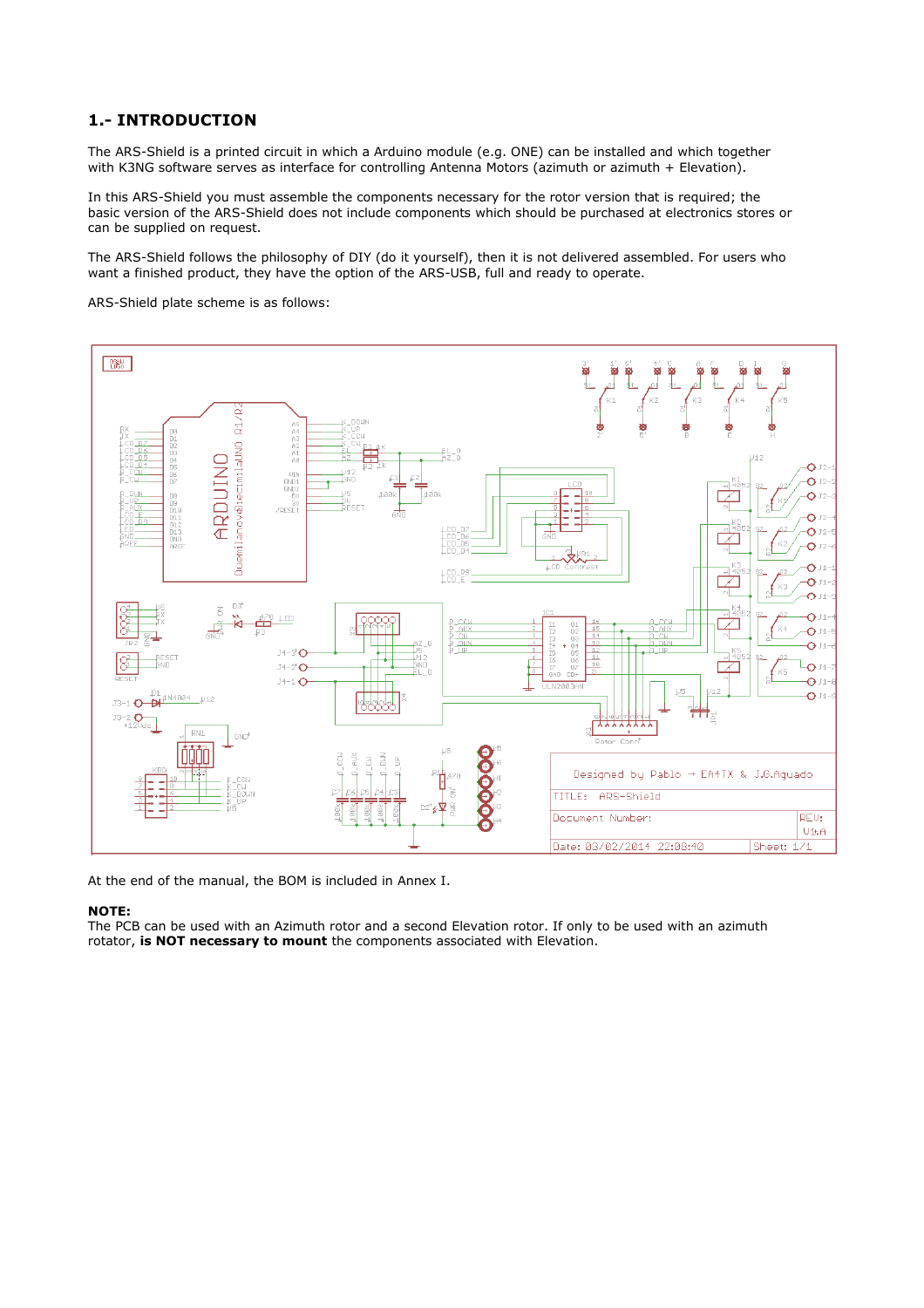# 1.- INTRODUCTION

The ARS-Shield is a printed circuit in which a Arduino module (e.g. ONE) can be installed and which together with K3NG software serves as interface for controlling Antenna Motors (azimuth or azimuth + Elevation).

In this ARS-Shield you must assemble the components necessary for the rotor version that is required; the basic version of the ARS-Shield does not include components which should be purchased at electronics stores or can be supplied on request.

The ARS-Shield follows the philosophy of DIY (do it yourself), then it is not delivered assembled. For users who want a finished product, they have the option of the ARS-USB, full and ready to operate.

ARS-Shield plate scheme is as follows:

Designed by Pablo - EA4TX & J.G.Aguado

TITLE: ARS-Shield

Document Number:

REV: V1.A

Date: 03/02/2014 22:08:40

Sheet: 1/1

At the end of the manual, the BOM is included in Annex I.

**NOTE:**
The PCB can be used with an Azimuth rotor and a second Elevation rotor. If only to be used with an azimuth rotator, **is NOT necessary to mount** the components associated with Elevation.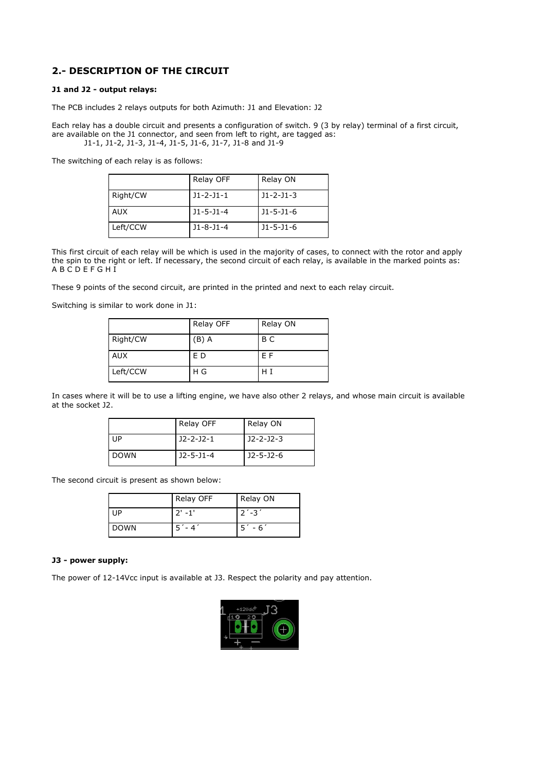## 2.- DESCRIPTION OF THE CIRCUIT

**J1 and J2 - output relays:**

The PCB includes 2 relays outputs for both Azimuth: J1 and Elevation: J2

Each relay has a double circuit and presents a configuration of switch. 9 (3 by relay) terminal of a first circuit, are available on the J1 connector, and seen from left to right, are tagged as:
J1-1, J1-2, J1-3, J1-4, J1-5, J1-6, J1-7, J1-8 and J1-9

The switching of each relay is as follows:

| | Relay OFF | Relay ON |
|---|---|---|
| Right/CW | J1-2-J1-1 | J1-2-J1-3 |
| AUX | J1-5-J1-4 | J1-5-J1-6 |
| Left/CCW | J1-8-J1-4 | J1-5-J1-6 |

This first circuit of each relay will be which is used in the majority of cases, to connect with the rotor and apply the spin to the right or left. If necessary, the second circuit of each relay, is available in the marked points as: A B C D E F G H I

These 9 points of the second circuit, are printed in the printed and next to each relay circuit.

Switching is similar to work done in J1:

| | Relay OFF | Relay ON |
|---|---|---|
| Right/CW | (B) A | B C |
| AUX | E D | E F |
| Left/CCW | H G | H I |

In cases where it will be to use a lifting engine, we have also other 2 relays, and whose main circuit is available at the socket J2.

| | Relay OFF | Relay ON |
|---|---|---|
| UP | J2-2-J2-1 | J2-2-J2-3 |
| DOWN | J2-5-J1-4 | J2-5-J2-6 |

The second circuit is present as shown below:

| | Relay OFF | Relay ON |
|---|---|---|
| UP | 2' -1' | 2´-3´ |
| DOWN | 5´- 4´ | 5´ - 6´ |

**J3 - power supply:**

The power of 12-14Vcc input is available at J3. Respect the polarity and pay attention.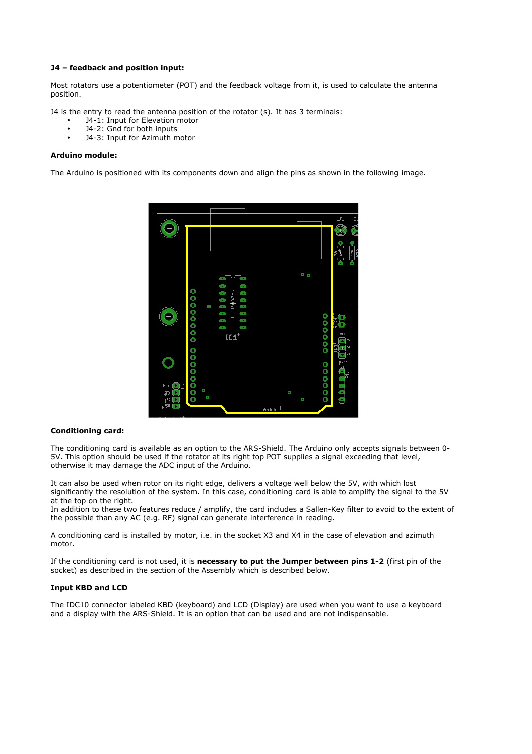**J4 – feedback and position input:**

Most rotators use a potentiometer (POT) and the feedback voltage from it, is used to calculate the antenna position.

J4 is the entry to read the antenna position of the rotator (s). It has 3 terminals:

- J4-1: Input for Elevation motor
- J4-2: Gnd for both inputs
- J4-3: Input for Azimuth motor

**Arduino module:**

The Arduino is positioned with its components down and align the pins as shown in the following image.

**Conditioning card:**

The conditioning card is available as an option to the ARS-Shield. The Arduino only accepts signals between 0-5V. This option should be used if the rotator at its right top POT supplies a signal exceeding that level, otherwise it may damage the ADC input of the Arduino.

It can also be used when rotor on its right edge, delivers a voltage well below the 5V, with which lost significantly the resolution of the system. In this case, conditioning card is able to amplify the signal to the 5V at the top on the right.
In addition to these two features reduce / amplify, the card includes a Sallen-Key filter to avoid to the extent of the possible than any AC (e.g. RF) signal can generate interference in reading.

A conditioning card is installed by motor, i.e. in the socket X3 and X4 in the case of elevation and azimuth motor.

If the conditioning card is not used, it is **necessary to put the Jumper between pins 1-2** (first pin of the socket) as described in the section of the Assembly which is described below.

**Input KBD and LCD**

The IDC10 connector labeled KBD (keyboard) and LCD (Display) are used when you want to use a keyboard and a display with the ARS-Shield. It is an option that can be used and are not indispensable.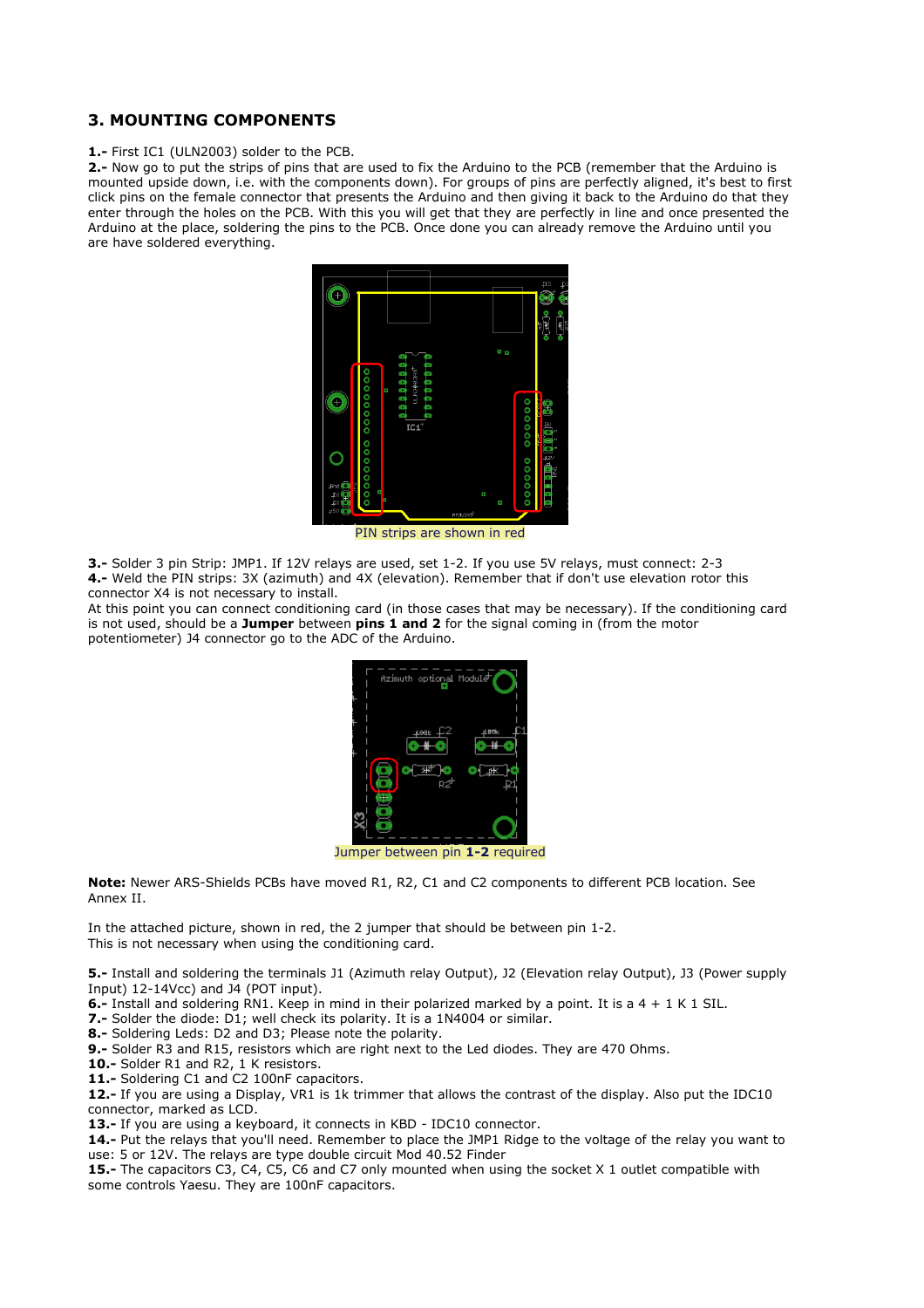## 3. MOUNTING COMPONENTS

**1.-** First IC1 (ULN2003) solder to the PCB.
**2.-** Now go to put the strips of pins that are used to fix the Arduino to the PCB (remember that the Arduino is mounted upside down, i.e. with the components down). For groups of pins are perfectly aligned, it's best to first click pins on the female connector that presents the Arduino and then giving it back to the Arduino do that they enter through the holes on the PCB. With this you will get that they are perfectly in line and once presented the Arduino at the place, soldering the pins to the PCB. Once done you can already remove the Arduino until you are have soldered everything.

PIN strips are shown in red

**3.-** Solder 3 pin Strip: JMP1. If 12V relays are used, set 1-2. If you use 5V relays, must connect: 2-3
**4.-** Weld the PIN strips: 3X (azimuth) and 4X (elevation). Remember that if don't use elevation rotor this connector X4 is not necessary to install.
At this point you can connect conditioning card (in those cases that may be necessary). If the conditioning card is not used, should be a **Jumper** between **pins 1 and 2** for the signal coming in (from the motor potentiometer) J4 connector go to the ADC of the Arduino.

Jumper between pin **1-2** required

**Note:** Newer ARS-Shields PCBs have moved R1, R2, C1 and C2 components to different PCB location. See Annex II.

In the attached picture, shown in red, the 2 jumper that should be between pin 1-2.
This is not necessary when using the conditioning card.

**5.-** Install and soldering the terminals J1 (Azimuth relay Output), J2 (Elevation relay Output), J3 (Power supply Input) 12-14Vcc) and J4 (POT input).
**6.-** Install and soldering RN1. Keep in mind in their polarized marked by a point. It is a 4 + 1 K 1 SIL.
**7.-** Solder the diode: D1; well check its polarity. It is a 1N4004 or similar.
**8.-** Soldering Leds: D2 and D3; Please note the polarity.
**9.-** Solder R3 and R15, resistors which are right next to the Led diodes. They are 470 Ohms.
**10.-** Solder R1 and R2, 1 K resistors.
**11.-** Soldering C1 and C2 100nF capacitors.
**12.-** If you are using a Display, VR1 is 1k trimmer that allows the contrast of the display. Also put the IDC10 connector, marked as LCD.
**13.-** If you are using a keyboard, it connects in KBD - IDC10 connector.
**14.-** Put the relays that you'll need. Remember to place the JMP1 Ridge to the voltage of the relay you want to use: 5 or 12V. The relays are type double circuit Mod 40.52 Finder
**15.-** The capacitors C3, C4, C5, C6 and C7 only mounted when using the socket X 1 outlet compatible with some controls Yaesu. They are 100nF capacitors.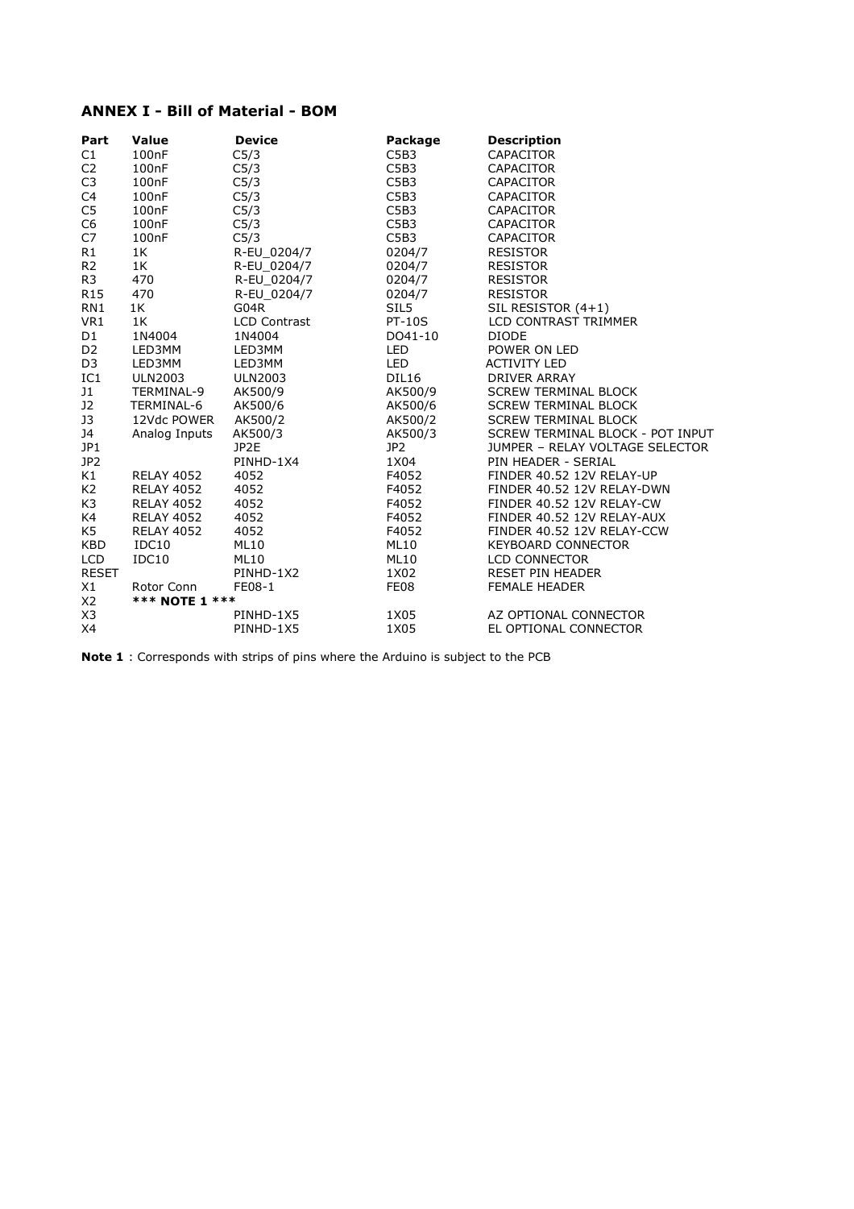### ANNEX I - Bill of Material - BOM

| Part | Value | Device | Package | Description |
|---|---|---|---|---|
| C1 | 100nF | C5/3 | C5B3 | CAPACITOR |
| C2 | 100nF | C5/3 | C5B3 | CAPACITOR |
| C3 | 100nF | C5/3 | C5B3 | CAPACITOR |
| C4 | 100nF | C5/3 | C5B3 | CAPACITOR |
| C5 | 100nF | C5/3 | C5B3 | CAPACITOR |
| C6 | 100nF | C5/3 | C5B3 | CAPACITOR |
| C7 | 100nF | C5/3 | C5B3 | CAPACITOR |
| R1 | 1K | R-EU_0204/7 | 0204/7 | RESISTOR |
| R2 | 1K | R-EU_0204/7 | 0204/7 | RESISTOR |
| R3 | 470 | R-EU_0204/7 | 0204/7 | RESISTOR |
| R15 | 470 | R-EU_0204/7 | 0204/7 | RESISTOR |
| RN1 | 1K | G04R | SIL5 | SIL RESISTOR (4+1) |
| VR1 | 1K | LCD Contrast | PT-10S | LCD CONTRAST TRIMMER |
| D1 | 1N4004 | 1N4004 | DO41-10 | DIODE |
| D2 | LED3MM | LED3MM | LED | POWER ON LED |
| D3 | LED3MM | LED3MM | LED | ACTIVITY LED |
| IC1 | ULN2003 | ULN2003 | DIL16 | DRIVER ARRAY |
| J1 | TERMINAL-9 | AK500/9 | AK500/9 | SCREW TERMINAL BLOCK |
| J2 | TERMINAL-6 | AK500/6 | AK500/6 | SCREW TERMINAL BLOCK |
| J3 | 12Vdc POWER | AK500/2 | AK500/2 | SCREW TERMINAL BLOCK |
| J4 | Analog Inputs | AK500/3 | AK500/3 | SCREW TERMINAL BLOCK - POT INPUT |
| JP1 | | JP2E | JP2 | JUMPER – RELAY VOLTAGE SELECTOR |
| JP2 | | PINHD-1X4 | 1X04 | PIN HEADER - SERIAL |
| K1 | RELAY 4052 | 4052 | F4052 | FINDER 40.52 12V RELAY-UP |
| K2 | RELAY 4052 | 4052 | F4052 | FINDER 40.52 12V RELAY-DWN |
| K3 | RELAY 4052 | 4052 | F4052 | FINDER 40.52 12V RELAY-CW |
| K4 | RELAY 4052 | 4052 | F4052 | FINDER 40.52 12V RELAY-AUX |
| K5 | RELAY 4052 | 4052 | F4052 | FINDER 40.52 12V RELAY-CCW |
| KBD | IDC10 | ML10 | ML10 | KEYBOARD CONNECTOR |
| LCD | IDC10 | ML10 | ML10 | LCD CONNECTOR |
| RESET | | PINHD-1X2 | 1X02 | RESET PIN HEADER |
| X1 | Rotor Conn | FE08-1 | FE08 | FEMALE HEADER |
| X2 | **\*\*\* NOTE 1 \*\*\*** | | | |
| X3 | | PINHD-1X5 | 1X05 | AZ OPTIONAL CONNECTOR |
| X4 | | PINHD-1X5 | 1X05 | EL OPTIONAL CONNECTOR |

**Note 1** : Corresponds with strips of pins where the Arduino is subject to the PCB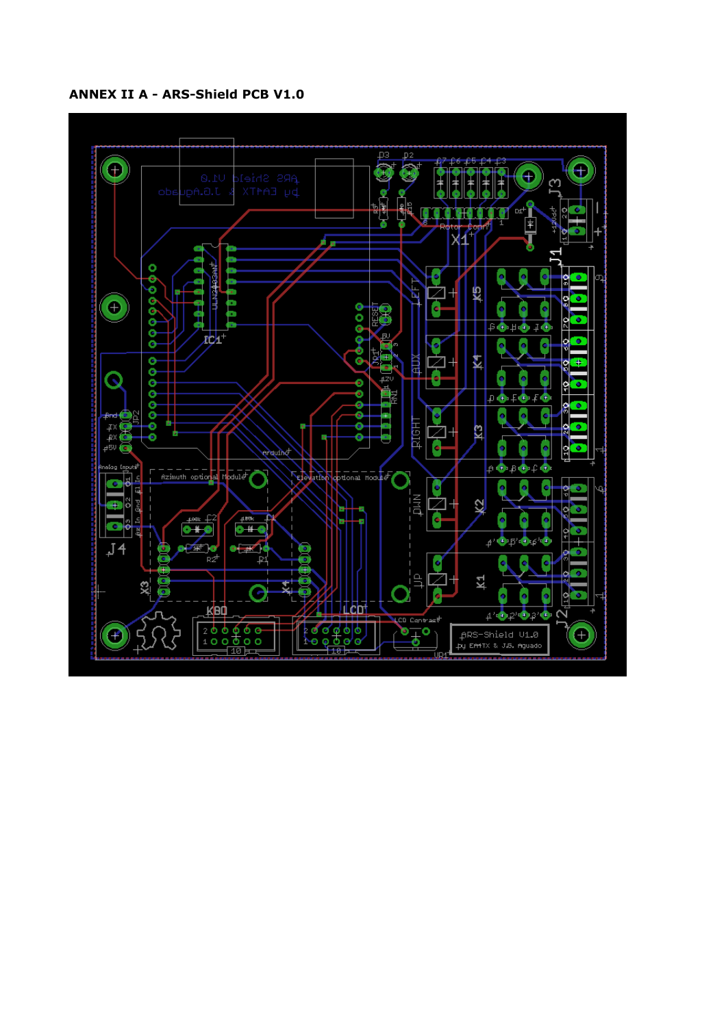**ANNEX II A - ARS-Shield PCB V1.0**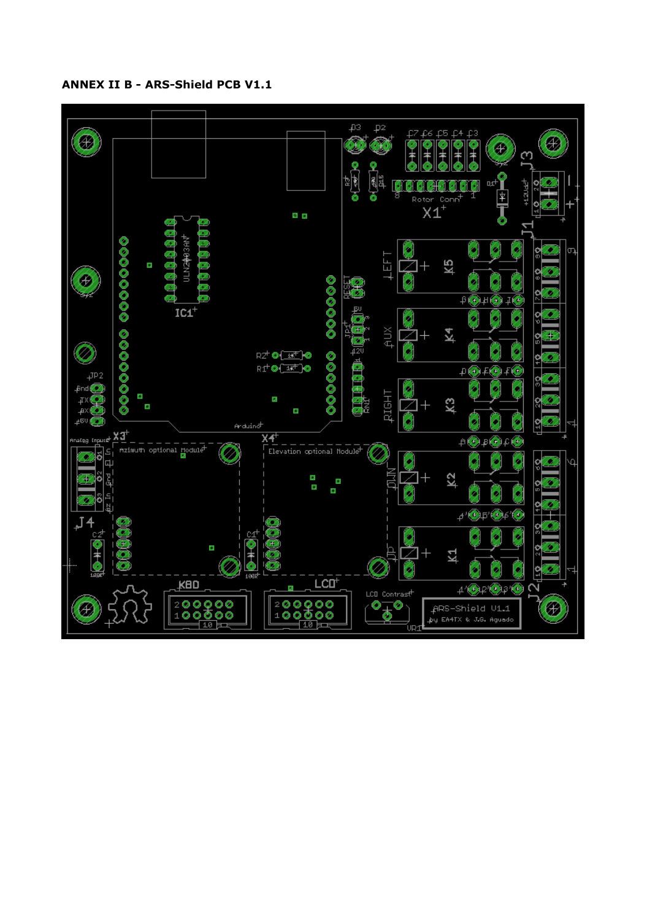**ANNEX II B - ARS-Shield PCB V1.1**